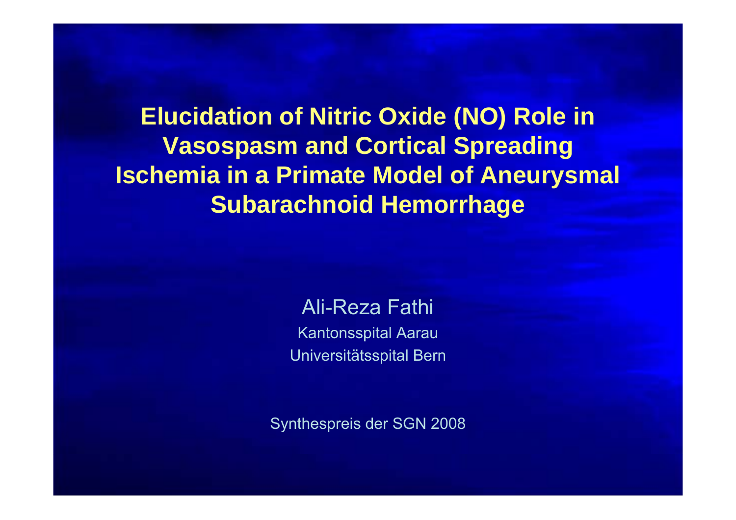# Elucidation of Nitric Oxide (NO) Role in Vasospasm and Cortical Spreading Ischemia in a Primate Model of Aneurysmal Subarachnoid Hemorrhage

Ali-Reza Fathi

Kantonsspital Aarau

Universitätsspital Bern

Synthespreis der SGN 2008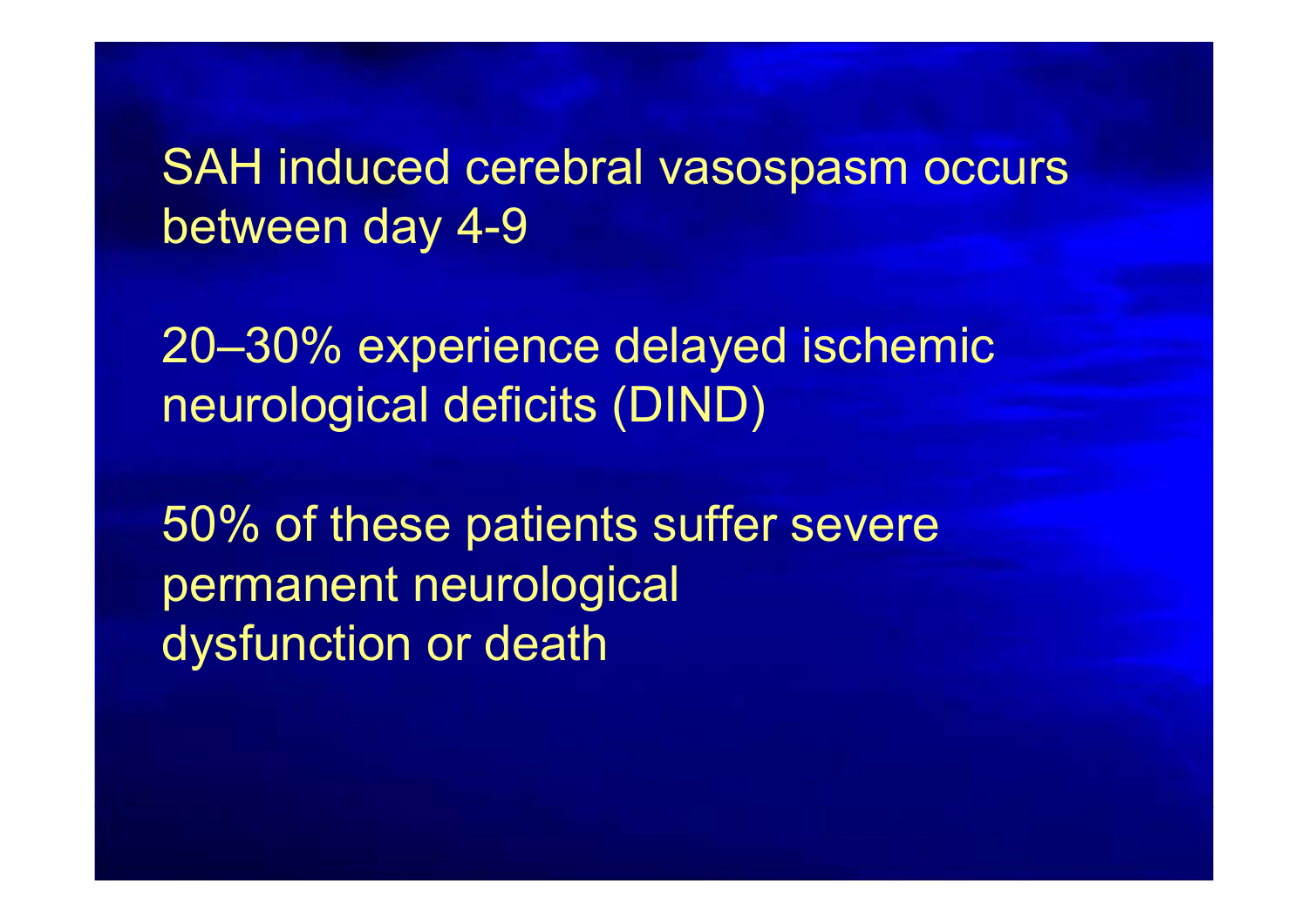SAH induced cerebral vasospasm occurs between day 4-9

20–30% experience delayed ischemic neurological deficits (DIND)

50% of these patients suffer severe permanent neurological dysfunction or death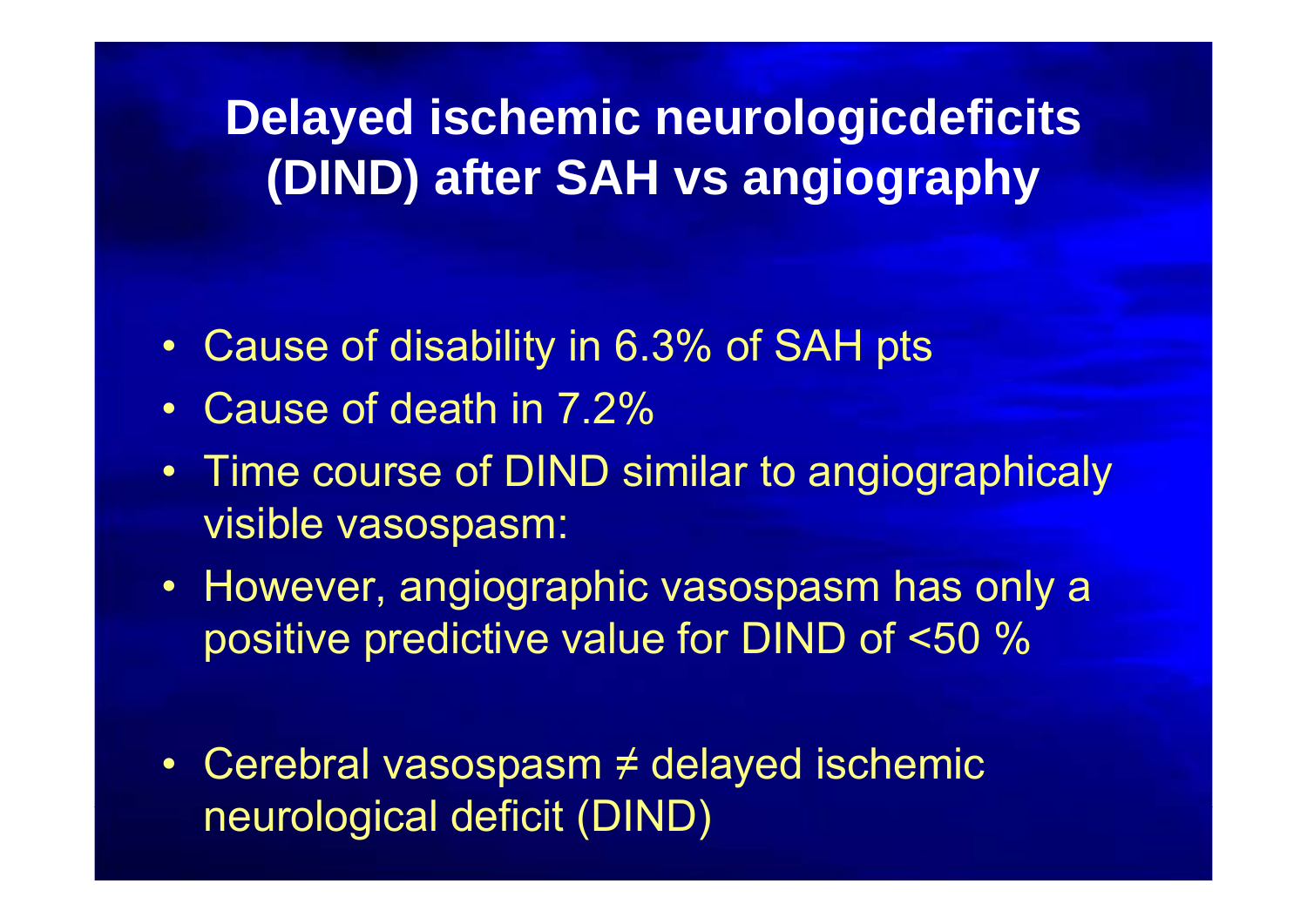# Delayed ischemic neurologicdeficits (DIND) after SAH vs angiography

- Cause of disability in 6.3% of SAH pts
- Cause of death in 7.2%
- Time course of DIND similar to angiographicaly visible vasospasm:
- However, angiographic vasospasm has only a positive predictive value for DIND of <50 %

- Cerebral vasospasm ≠ delayed ischemic neurological deficit (DIND)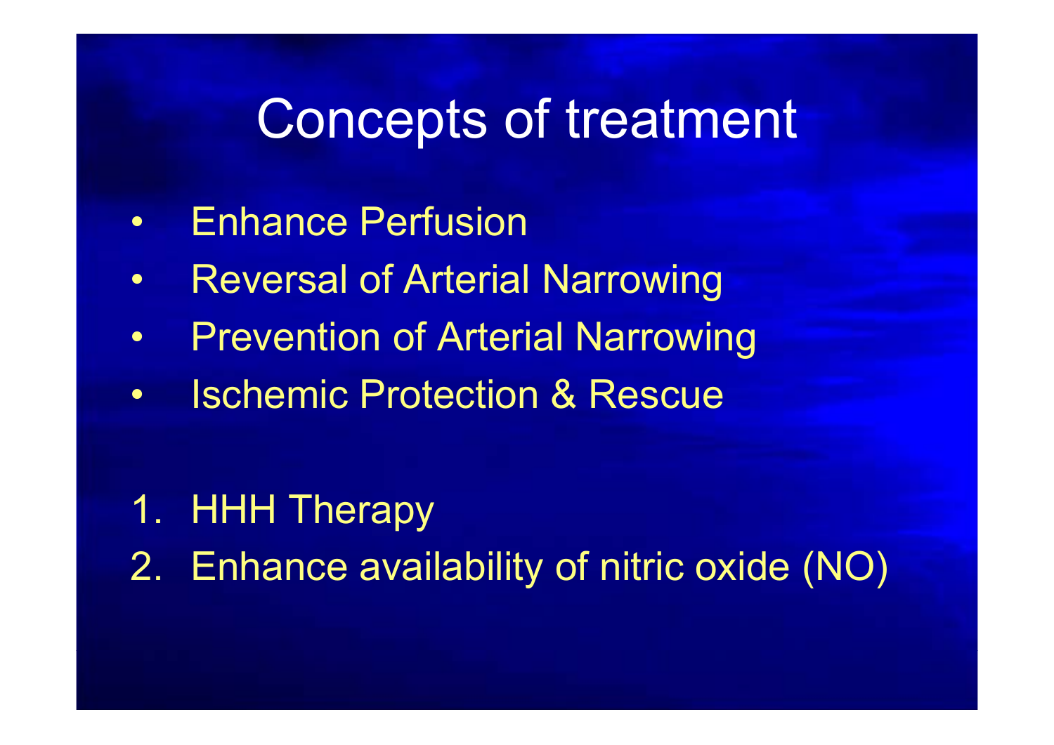# Concepts of treatment

- Enhance Perfusion
- Reversal of Arterial Narrowing
- Prevention of Arterial Narrowing
- Ischemic Protection & Rescue

1. HHH Therapy
2. Enhance availability of nitric oxide (NO)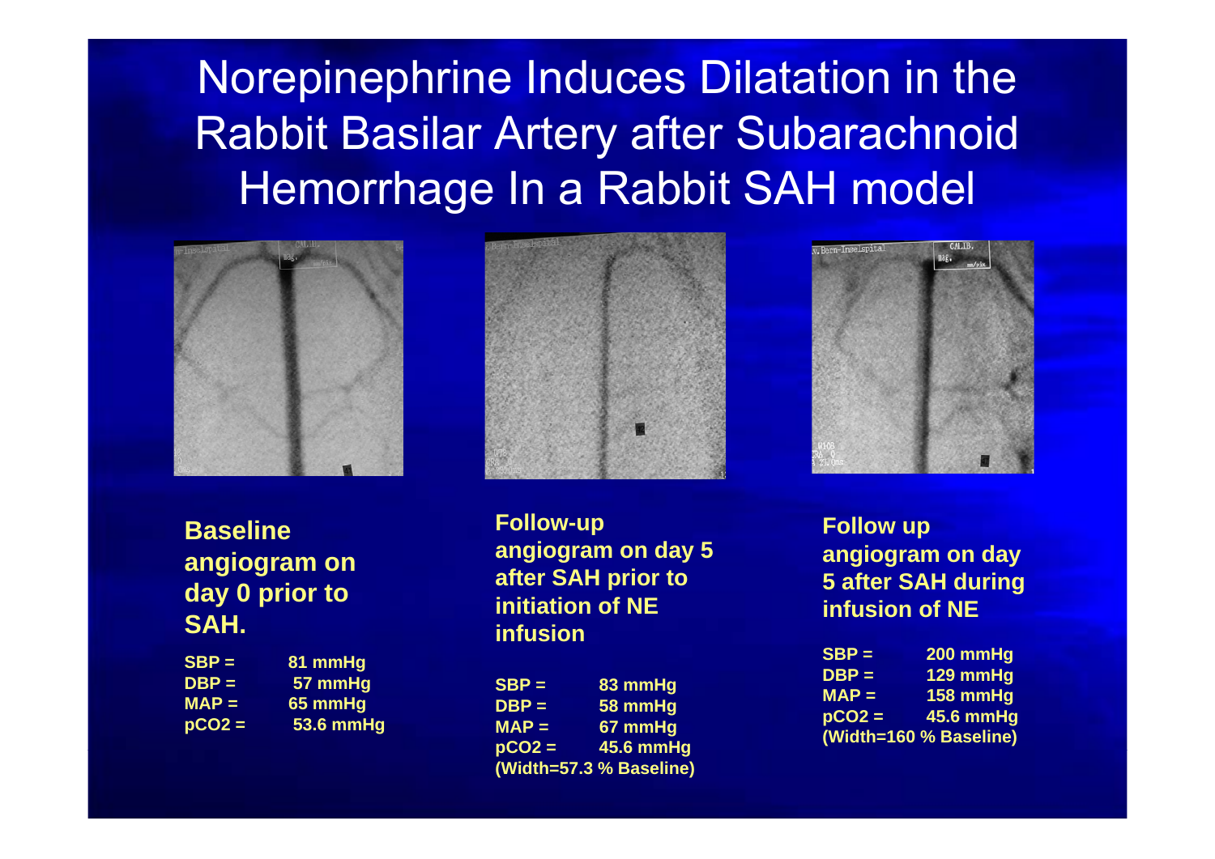# Norepinephrine Induces Dilatation in the Rabbit Basilar Artery after Subarachnoid Hemorrhage In a Rabbit SAH model

**Baseline angiogram on day 0 prior to SAH.**

**SBP = 81 mmHg**
**DBP = 57 mmHg**
**MAP = 65 mmHg**
**$pCO_2$ = 53.6 mmHg**

**Follow-up angiogram on day 5 after SAH prior to initiation of NE infusion**

**SBP = 83 mmHg**
**DBP = 58 mmHg**
**MAP = 67 mmHg**
**$pCO_2$ = 45.6 mmHg**
**(Width=57.3 % Baseline)**

**Follow up angiogram on day 5 after SAH during infusion of NE**

**SBP = 200 mmHg**
**DBP = 129 mmHg**
**MAP = 158 mmHg**
**$pCO_2$ = 45.6 mmHg**
**(Width=160 % Baseline)**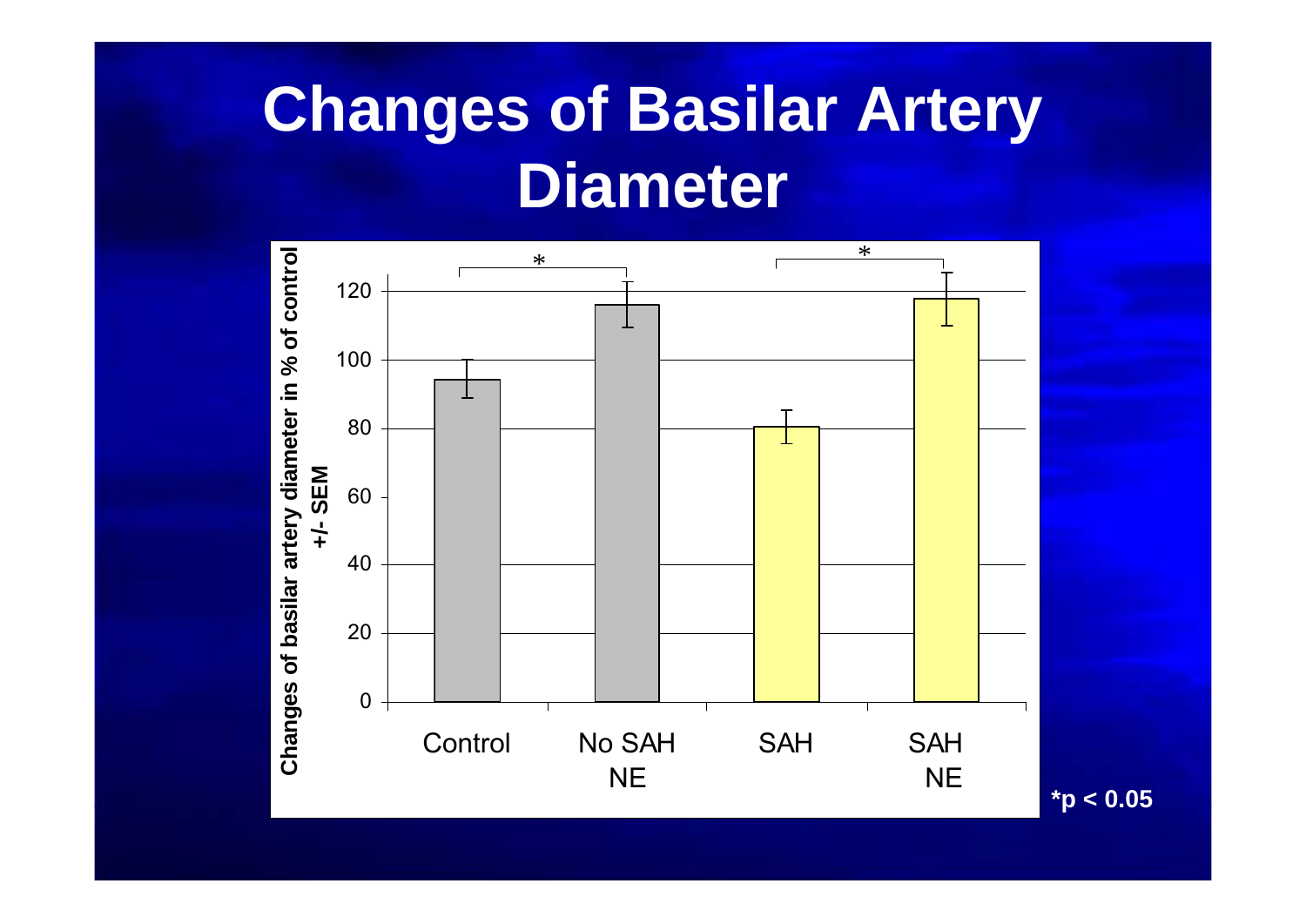# Changes of Basilar Artery Diameter

Changes of basilar artery diameter in % of control +/- SEM

| | Control | No SAH NE | SAH | SAH NE |
|---|---|---|---|---|
| Value | ~94 | ~116 | ~80 | ~118 |

Significance brackets (*): Control vs. No SAH NE; SAH vs. SAH NE

*p < 0.05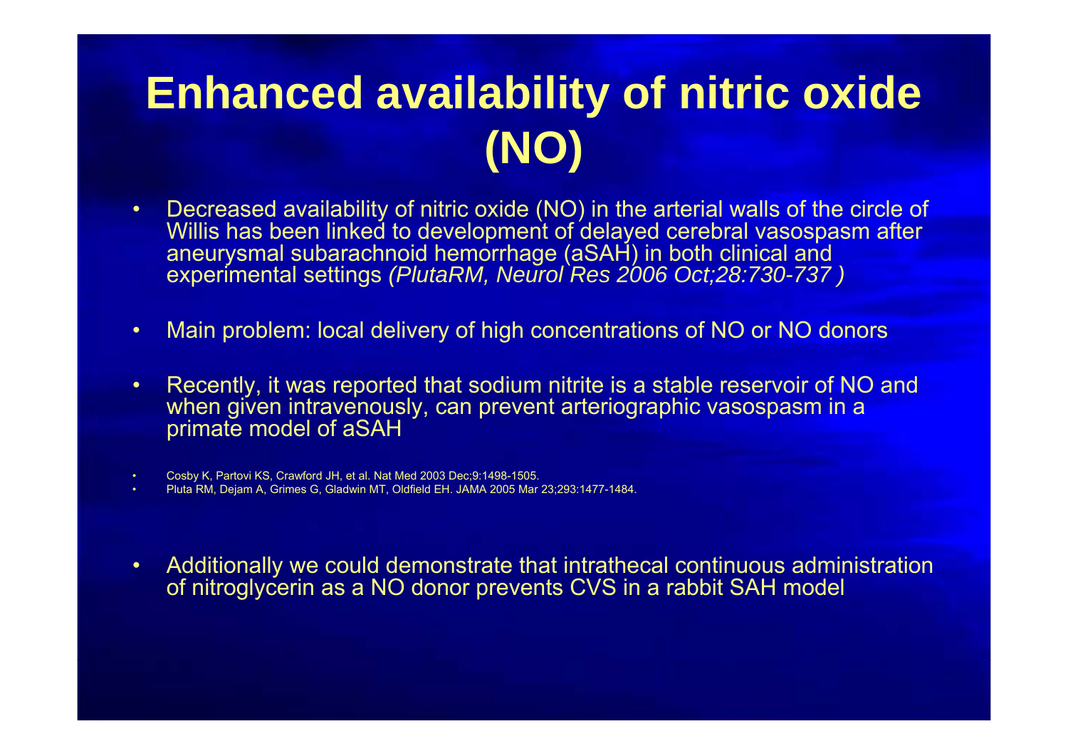# Enhanced availability of nitric oxide (NO)

- Decreased availability of nitric oxide (NO) in the arterial walls of the circle of Willis has been linked to development of delayed cerebral vasospasm after aneurysmal subarachnoid hemorrhage (aSAH) in both clinical and experimental settings *(PlutaRM, Neurol Res 2006 Oct;28:730-737 )*

- Main problem: local delivery of high concentrations of NO or NO donors

- Recently, it was reported that sodium nitrite is a stable reservoir of NO and when given intravenously, can prevent arteriographic vasospasm in a primate model of aSAH

- Cosby K, Partovi KS, Crawford JH, et al. Nat Med 2003 Dec;9:1498-1505.
- Pluta RM, Dejam A, Grimes G, Gladwin MT, Oldfield EH. JAMA 2005 Mar 23;293:1477-1484.

- Additionally we could demonstrate that intrathecal continuous administration of nitroglycerin as a NO donor prevents CVS in a rabbit SAH model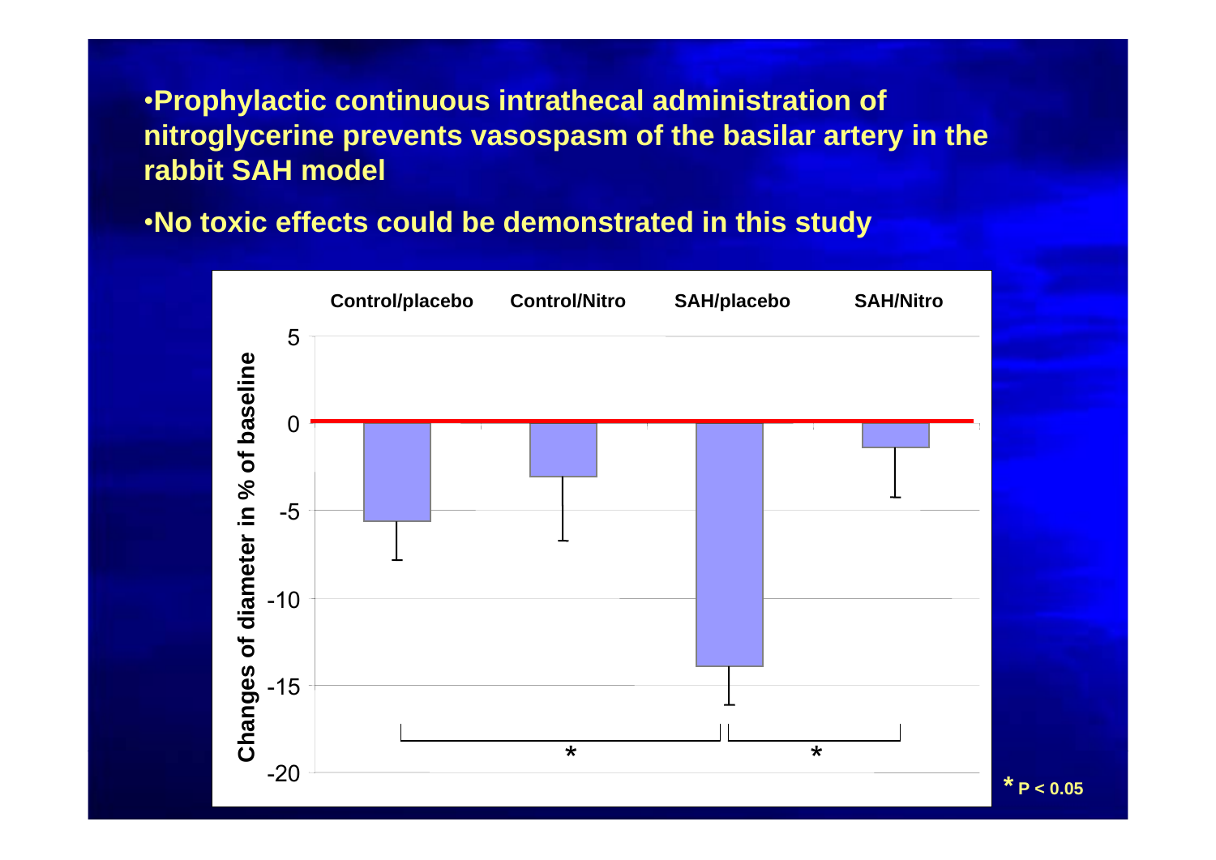- Prophylactic continuous intrathecal administration of nitroglycerine prevents vasospasm of the basilar artery in the rabbit SAH model
- No toxic effects could be demonstrated in this study

Control/placebo Control/Nitro SAH/placebo SAH/Nitro

Changes of diameter in % of baseline

5
0
-5
-10
-15
-20

*
*

* $P < 0.05$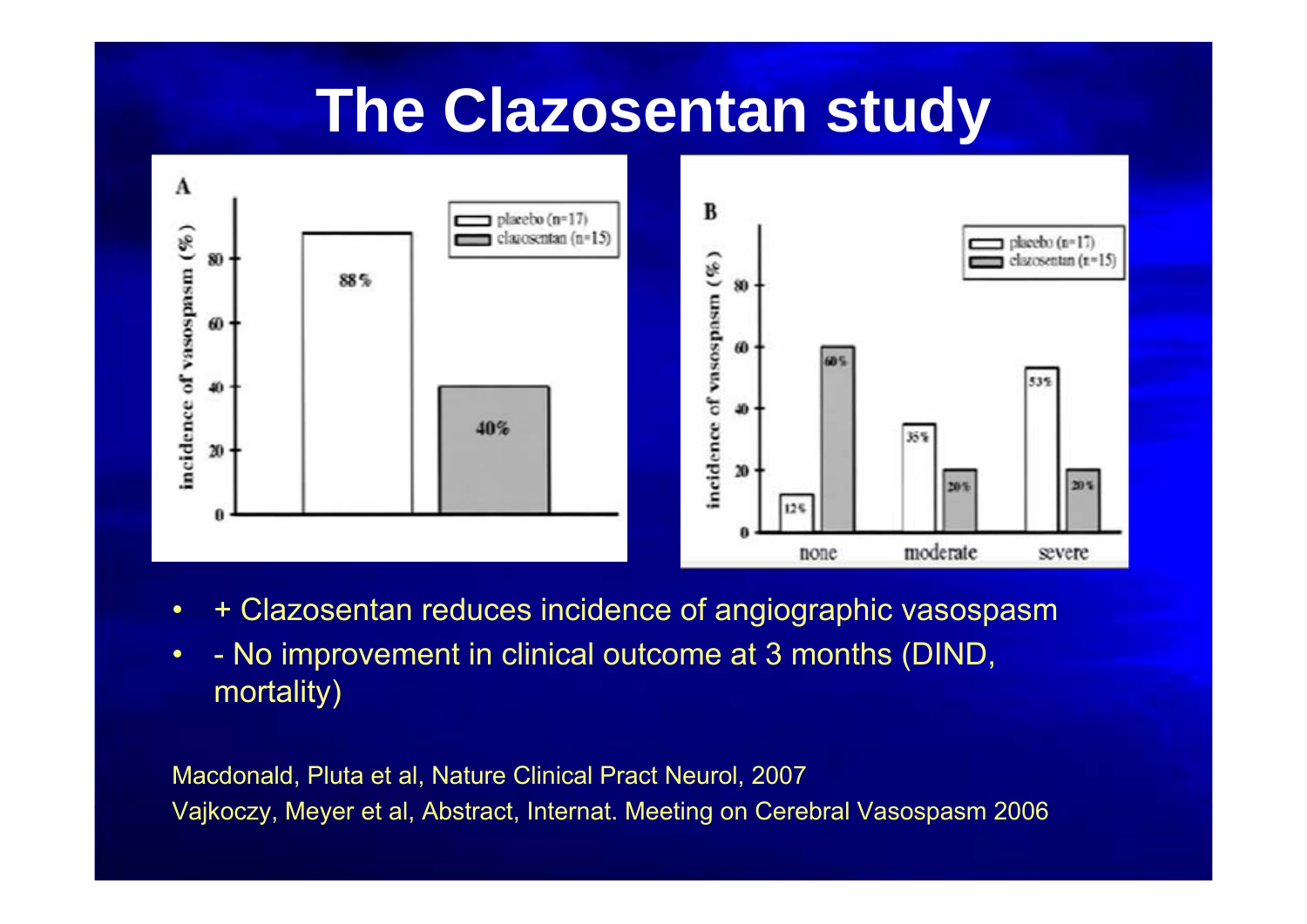# The Clazosentan study

- \+ Clazosentan reduces incidence of angiographic vasospasm
- \- No improvement in clinical outcome at 3 months (DIND, mortality)

Macdonald, Pluta et al, Nature Clinical Pract Neurol, 2007

Vajkoczy, Meyer et al, Abstract, Internat. Meeting on Cerebral Vasospasm 2006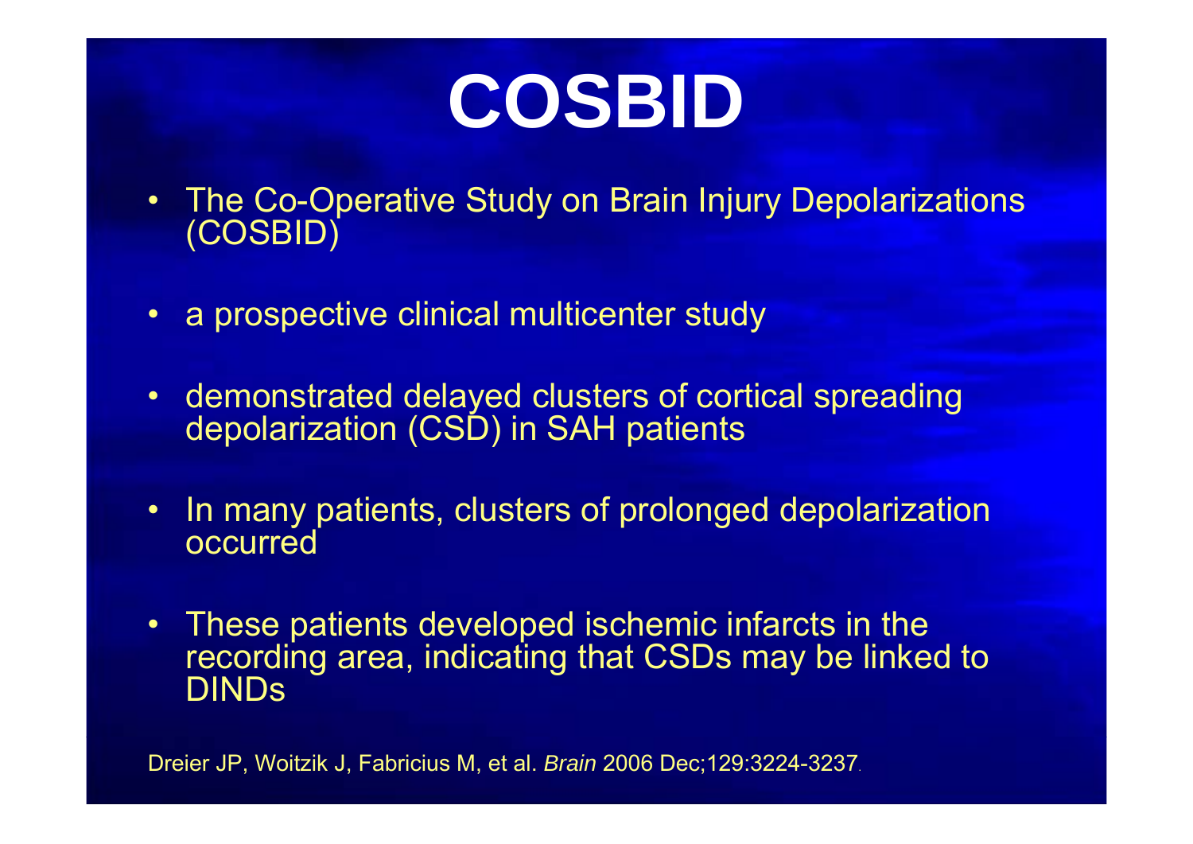# COSBID

- The Co-Operative Study on Brain Injury Depolarizations (COSBID)
- a prospective clinical multicenter study
- demonstrated delayed clusters of cortical spreading depolarization (CSD) in SAH patients
- In many patients, clusters of prolonged depolarization occurred
- These patients developed ischemic infarcts in the recording area, indicating that CSDs may be linked to DINDs

Dreier JP, Woitzik J, Fabricius M, et al. *Brain* 2006 Dec;129:3224-3237.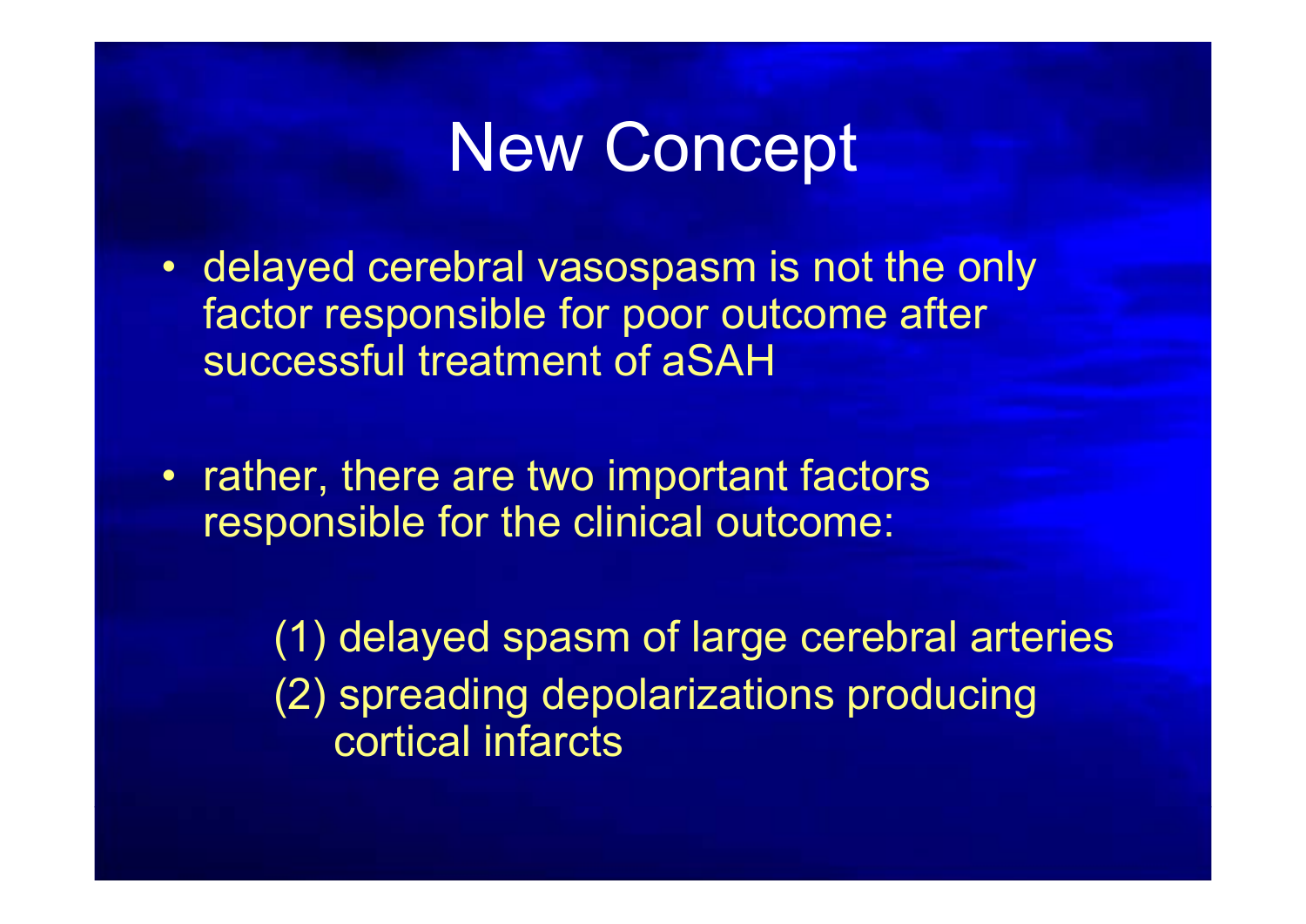# New Concept

- delayed cerebral vasospasm is not the only factor responsible for poor outcome after successful treatment of aSAH

- rather, there are two important factors responsible for the clinical outcome:

  (1) delayed spasm of large cerebral arteries
  (2) spreading depolarizations producing cortical infarcts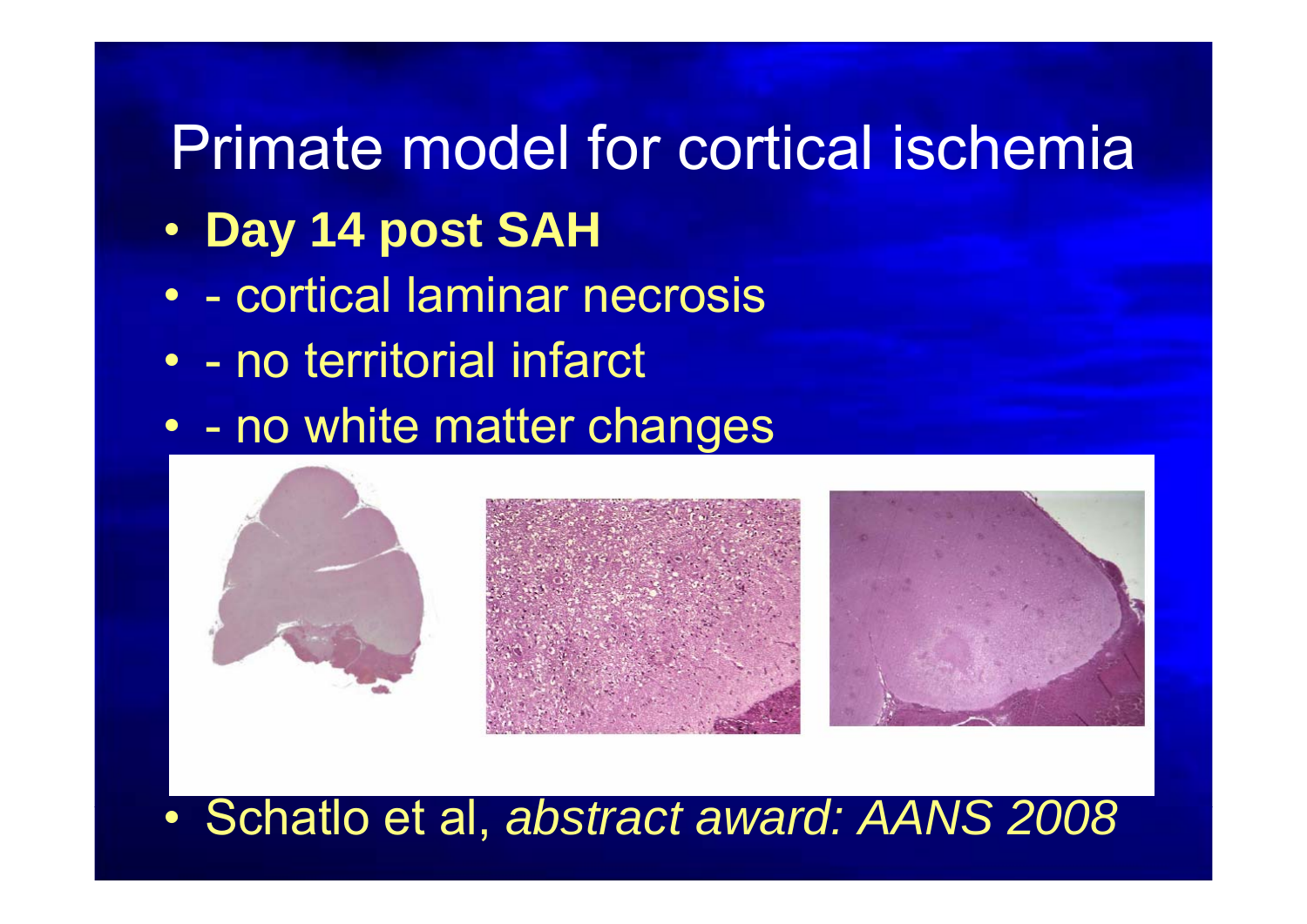# Primate model for cortical ischemia

- **Day 14 post SAH**
- - cortical laminar necrosis
- - no territorial infarct
- - no white matter changes

- Schatlo et al, *abstract award: AANS 2008*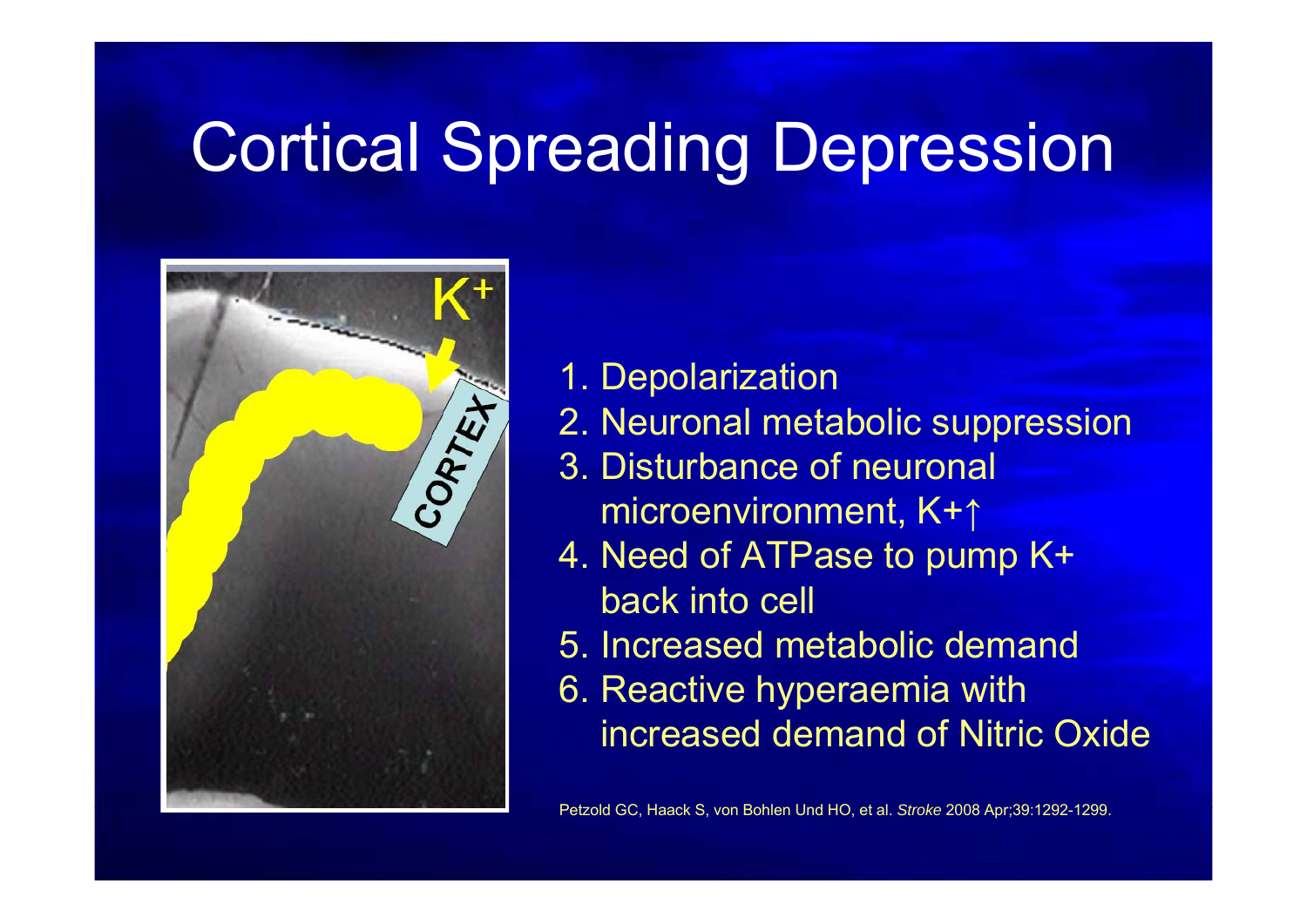# Cortical Spreading Depression

1. Depolarization
2. Neuronal metabolic suppression
3. Disturbance of neuronal microenvironment, $K^+\uparrow$
4. Need of ATPase to pump K+ back into cell
5. Increased metabolic demand
6. Reactive hyperaemia with increased demand of Nitric Oxide

Petzold GC, Haack S, von Bohlen Und HO, et al. *Stroke* 2008 Apr;39:1292-1299.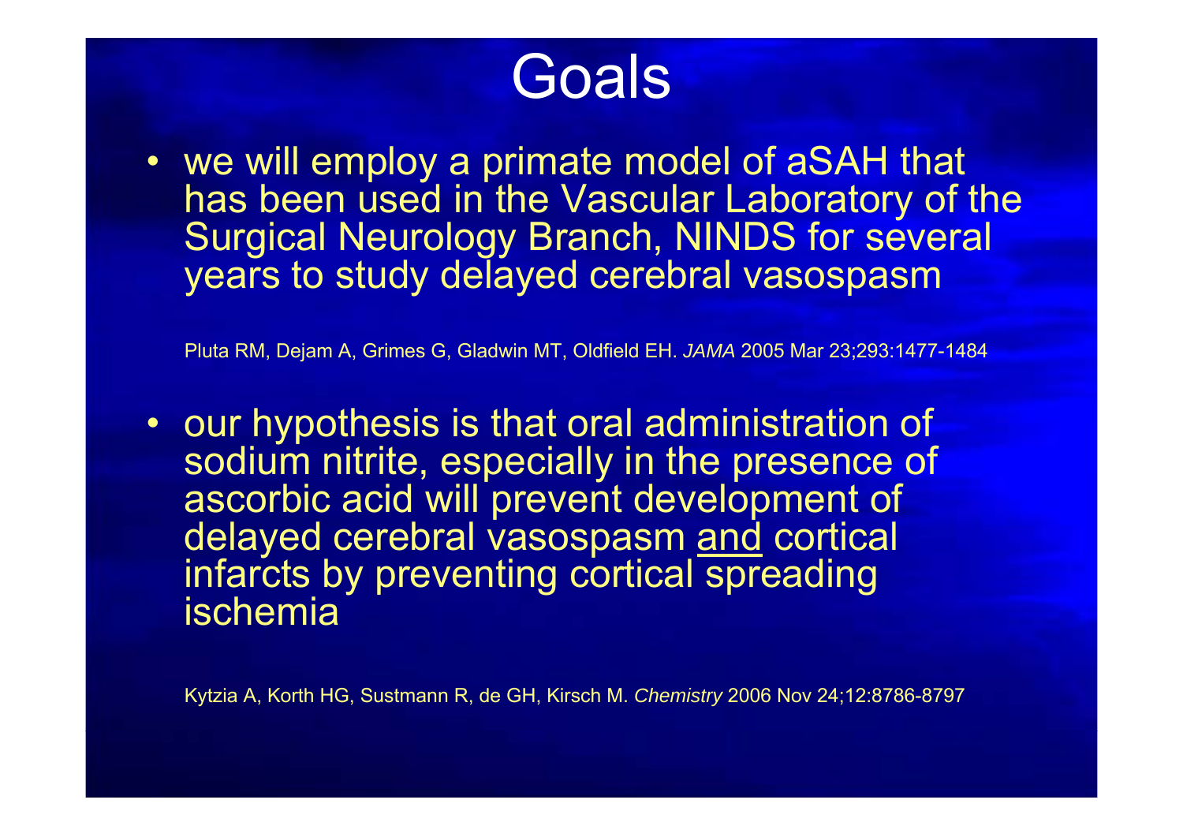# Goals

- we will employ a primate model of aSAH that has been used in the Vascular Laboratory of the Surgical Neurology Branch, NINDS for several years to study delayed cerebral vasospasm

  Pluta RM, Dejam A, Grimes G, Gladwin MT, Oldfield EH. *JAMA* 2005 Mar 23;293:1477-1484

- our hypothesis is that oral administration of sodium nitrite, especially in the presence of ascorbic acid will prevent development of delayed cerebral vasospasm <u>and</u> cortical infarcts by preventing cortical spreading ischemia

  Kytzia A, Korth HG, Sustmann R, de GH, Kirsch M. *Chemistry* 2006 Nov 24;12:8786-8797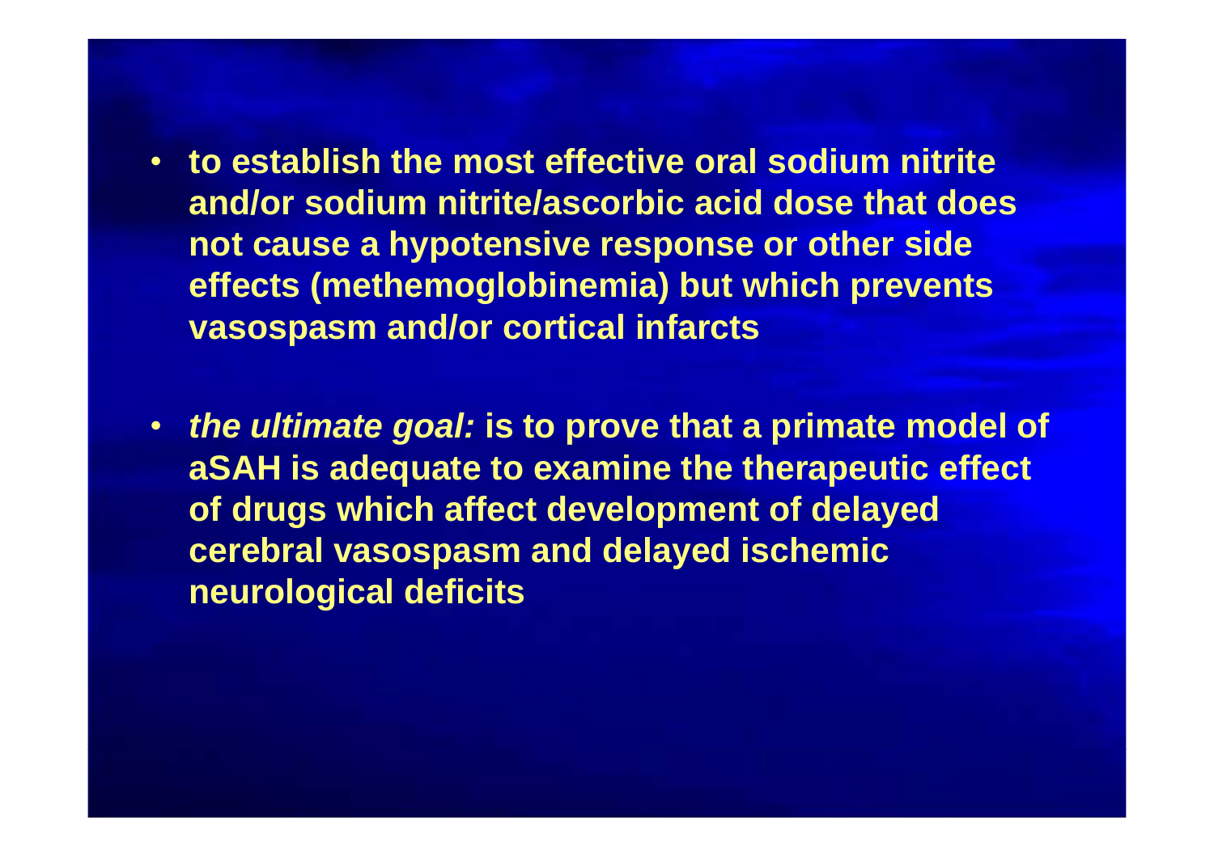- **to establish the most effective oral sodium nitrite and/or sodium nitrite/ascorbic acid dose that does not cause a hypotensive response or other side effects (methemoglobinemia) but which prevents vasospasm and/or cortical infarcts**

- ***the ultimate goal:*** **is to prove that a primate model of aSAH is adequate to examine the therapeutic effect of drugs which affect development of delayed cerebral vasospasm and delayed ischemic neurological deficits**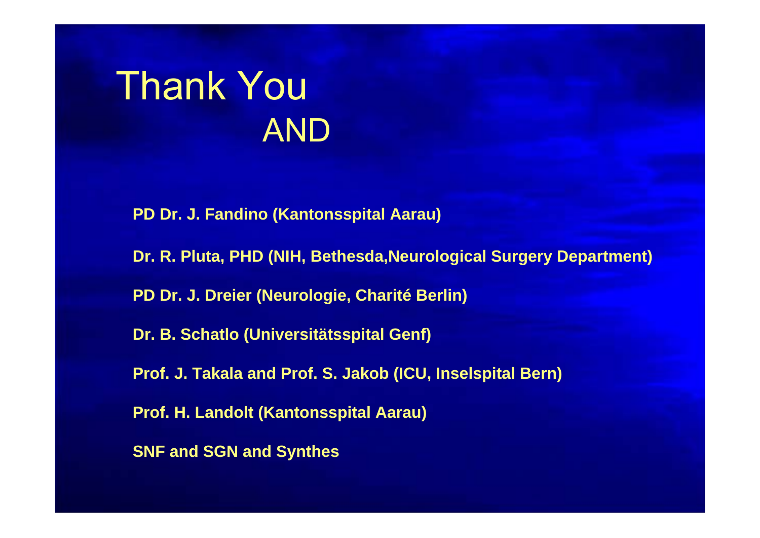# Thank You
## AND

**PD Dr. J. Fandino (Kantonsspital Aarau)**

**Dr. R. Pluta, PHD (NIH, Bethesda,Neurological Surgery Department)**

**PD Dr. J. Dreier (Neurologie, Charité Berlin)**

**Dr. B. Schatlo (Universitätsspital Genf)**

**Prof. J. Takala and Prof. S. Jakob (ICU, Inselspital Bern)**

**Prof. H. Landolt (Kantonsspital Aarau)**

**SNF and SGN and Synthes**